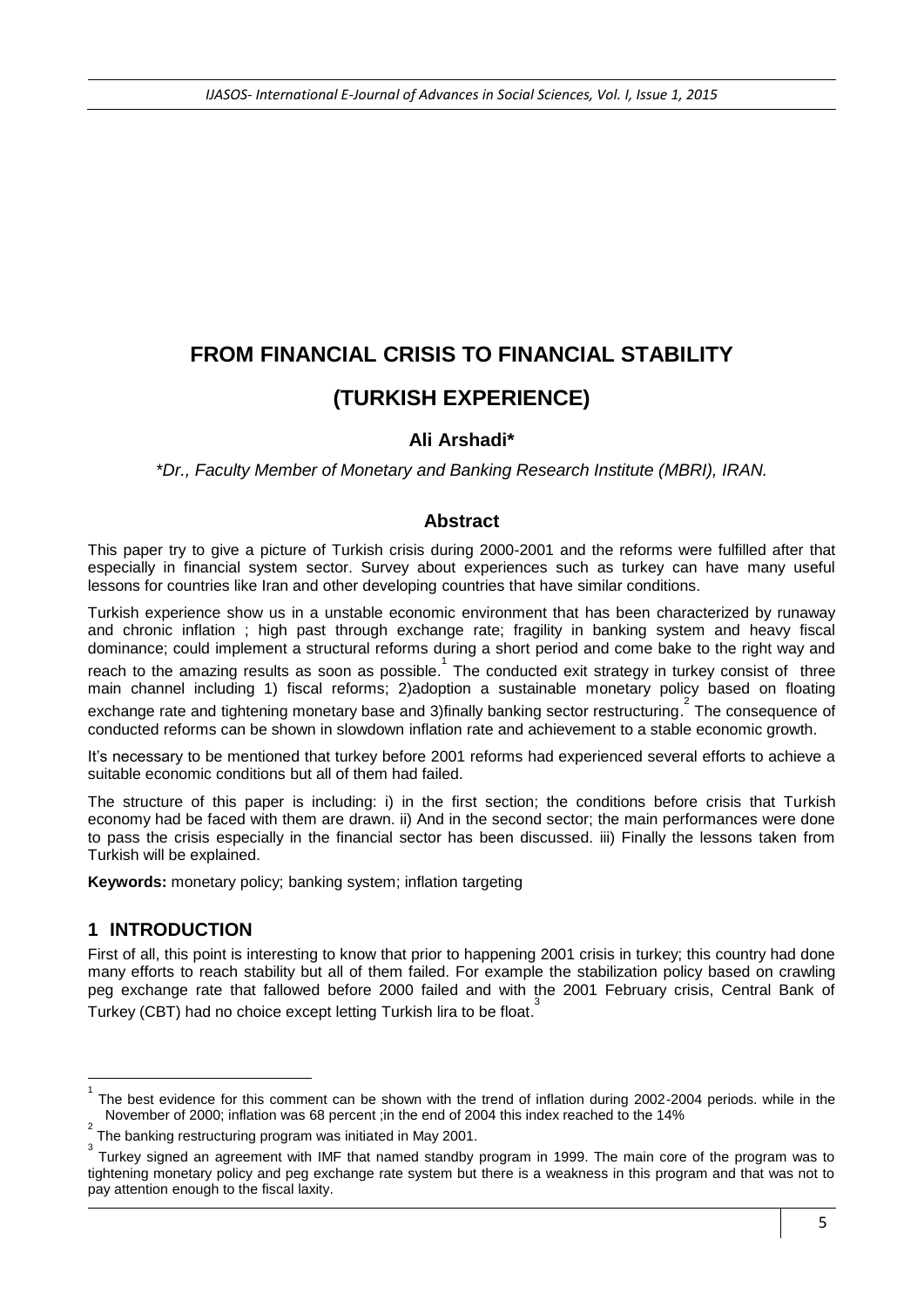# FROM FINANCIAL CRISIS TO FINANCIAL STABILITY

# (TURKISH EXPERIENCE)

### Ali Arshadi*

*\*Dr., Faculty Member of Monetary and Banking Research Institute (MBRI), IRAN.*

## Abstract

This paper try to give a picture of Turkish crisis during 2000-2001 and the reforms were fulfilled after that especially in financial system sector. Survey about experiences such as turkey can have many useful lessons for countries like Iran and other developing countries that have similar conditions.

Turkish experience show us in a unstable economic environment that has been characterized by runaway and chronic inflation ; high past through exchange rate; fragility in banking system and heavy fiscal dominance; could implement a structural reforms during a short period and come bake to the right way and reach to the amazing results as soon as possible.[1] The conducted exit strategy in turkey consist of three main channel including 1) fiscal reforms; 2)adoption a sustainable monetary policy based on floating exchange rate and tightening monetary base and 3)finally banking sector restructuring.[2] The consequence of conducted reforms can be shown in slowdown inflation rate and achievement to a stable economic growth.

It's necessary to be mentioned that turkey before 2001 reforms had experienced several efforts to achieve a suitable economic conditions but all of them had failed.

The structure of this paper is including: i) in the first section; the conditions before crisis that Turkish economy had be faced with them are drawn. ii) And in the second sector; the main performances were done to pass the crisis especially in the financial sector has been discussed. iii) Finally the lessons taken from Turkish will be explained.

**Keywords:** monetary policy; banking system; inflation targeting

## 1 INTRODUCTION

First of all, this point is interesting to know that prior to happening 2001 crisis in turkey; this country had done many efforts to reach stability but all of them failed. For example the stabilization policy based on crawling peg exchange rate that fallowed before 2000 failed and with the 2001 February crisis, Central Bank of Turkey (CBT) had no choice except letting Turkish lira to be float.[3]

---

[1] The best evidence for this comment can be shown with the trend of inflation during 2002-2004 periods. while in the November of 2000; inflation was 68 percent ;in the end of 2004 this index reached to the 14%

[2] The banking restructuring program was initiated in May 2001.

[3] Turkey signed an agreement with IMF that named standby program in 1999. The main core of the program was to tightening monetary policy and peg exchange rate system but there is a weakness in this program and that was not to pay attention enough to the fiscal laxity.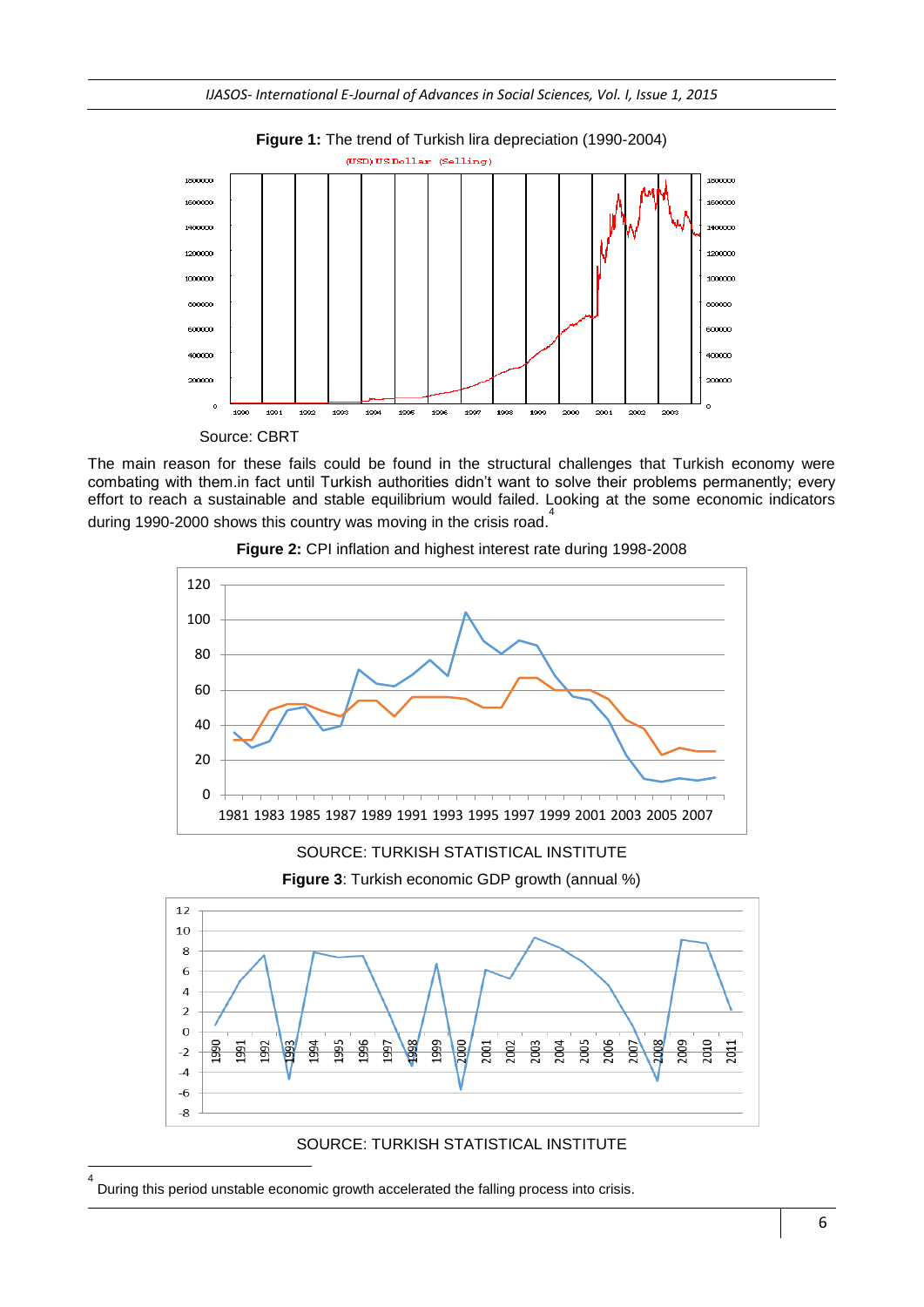**Figure 1:** The trend of Turkish lira depreciation (1990-2004)

Source: CBRT

The main reason for these fails could be found in the structural challenges that Turkish economy were combating with them.in fact until Turkish authorities didn't want to solve their problems permanently; every effort to reach a sustainable and stable equilibrium would failed. Looking at the some economic indicators during 1990-2000 shows this country was moving in the crisis road.[4]

**Figure 2:** CPI inflation and highest interest rate during 1998-2008

SOURCE: TURKISH STATISTICAL INSTITUTE

**Figure 3**: Turkish economic GDP growth (annual %)

SOURCE: TURKISH STATISTICAL INSTITUTE

---

[4] During this period unstable economic growth accelerated the falling process into crisis.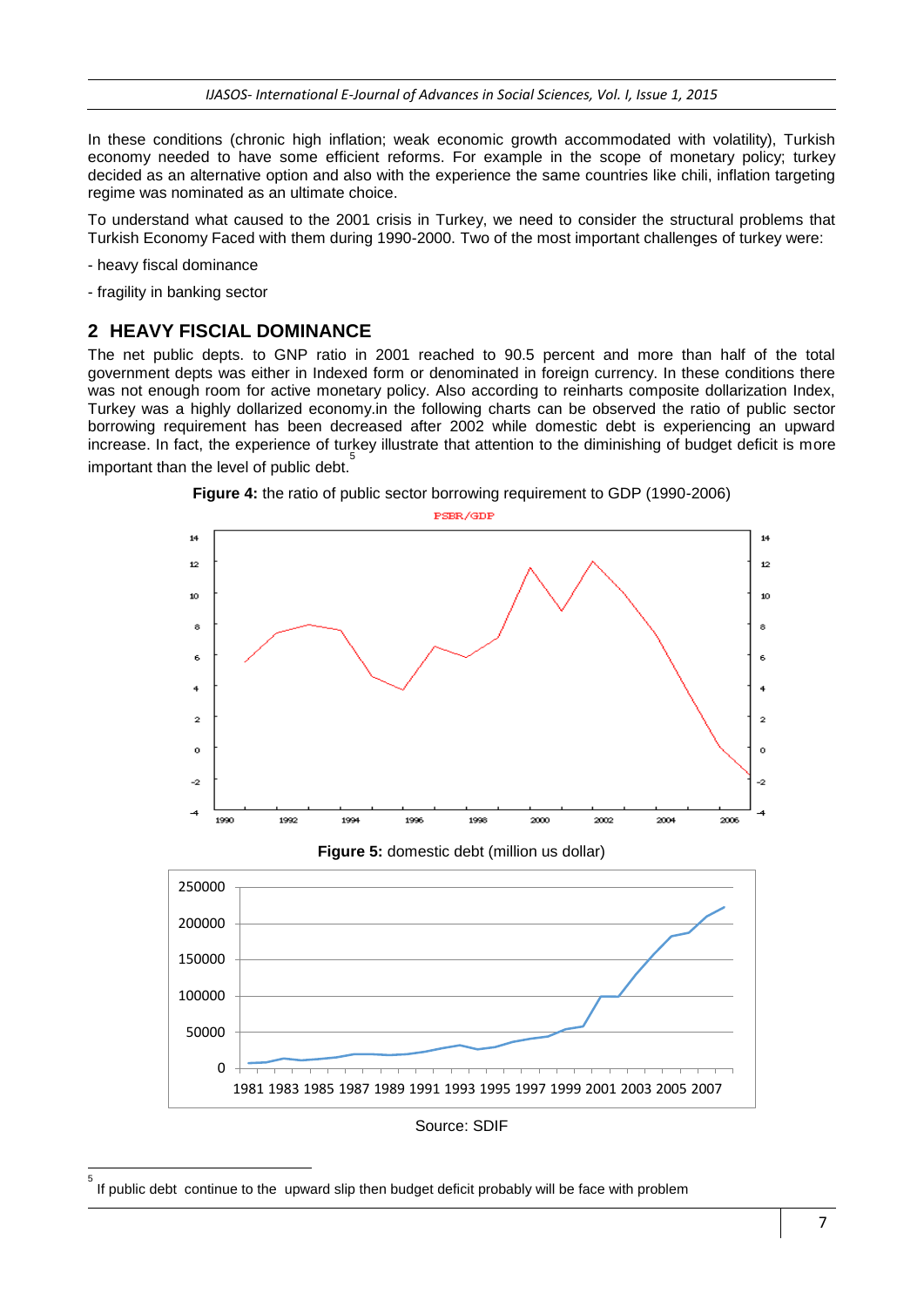In these conditions (chronic high inflation; weak economic growth accommodated with volatility), Turkish economy needed to have some efficient reforms. For example in the scope of monetary policy; turkey decided as an alternative option and also with the experience the same countries like chili, inflation targeting regime was nominated as an ultimate choice.

To understand what caused to the 2001 crisis in Turkey, we need to consider the structural problems that Turkish Economy Faced with them during 1990-2000. Two of the most important challenges of turkey were:

- heavy fiscal dominance
- fragility in banking sector

## 2 HEAVY FISCIAL DOMINANCE

The net public depts. to GNP ratio in 2001 reached to 90.5 percent and more than half of the total government depts was either in Indexed form or denominated in foreign currency. In these conditions there was not enough room for active monetary policy. Also according to reinharts composite dollarization Index, Turkey was a highly dollarized economy.in the following charts can be observed the ratio of public sector borrowing requirement has been decreased after 2002 while domestic debt is experiencing an upward increase. In fact, the experience of turkey illustrate that attention to the diminishing of budget deficit is more important than the level of public debt.[5]

**Figure 4:** the ratio of public sector borrowing requirement to GDP (1990-2006)

**Figure 5:** domestic debt (million us dollar)

Source: SDIF

---

[5] If public debt continue to the upward slip then budget deficit probably will be face with problem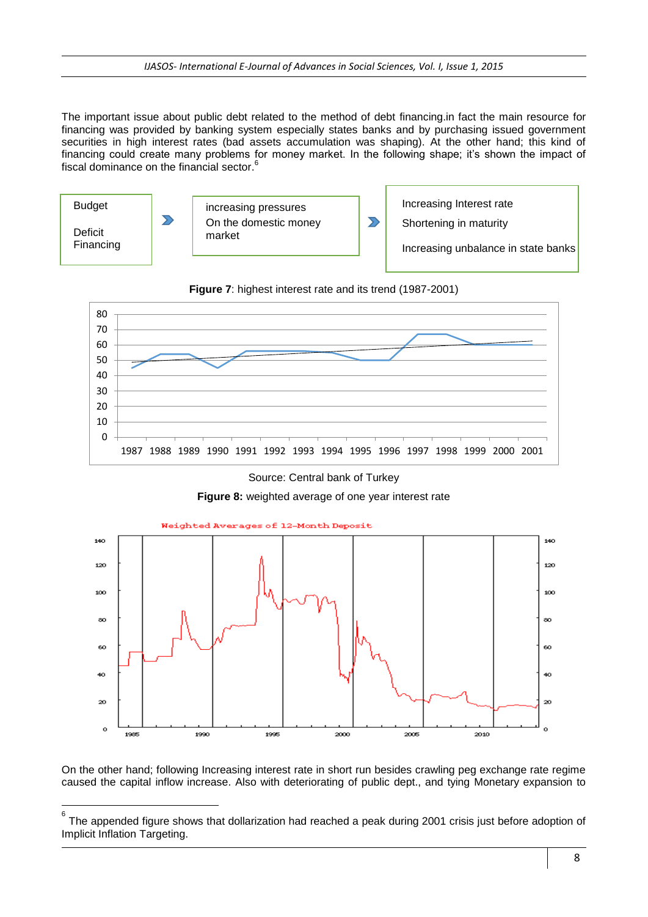The important issue about public debt related to the method of debt financing.in fact the main resource for financing was provided by banking system especially states banks and by purchasing issued government securities in high interest rates (bad assets accumulation was shaping). At the other hand; this kind of financing could create many problems for money market. In the following shape; it's shown the impact of fiscal dominance on the financial sector.[6]

Budget Deficit Financing → increasing pressures On the domestic money market → Increasing Interest rate; Shortening in maturity; Increasing unbalance in state banks

**Figure 7**: highest interest rate and its trend (1987-2001)

Source: Central bank of Turkey

**Figure 8:** weighted average of one year interest rate

On the other hand; following Increasing interest rate in short run besides crawling peg exchange rate regime caused the capital inflow increase. Also with deteriorating of public dept., and tying Monetary expansion to

[6] The appended figure shows that dollarization had reached a peak during 2001 crisis just before adoption of Implicit Inflation Targeting.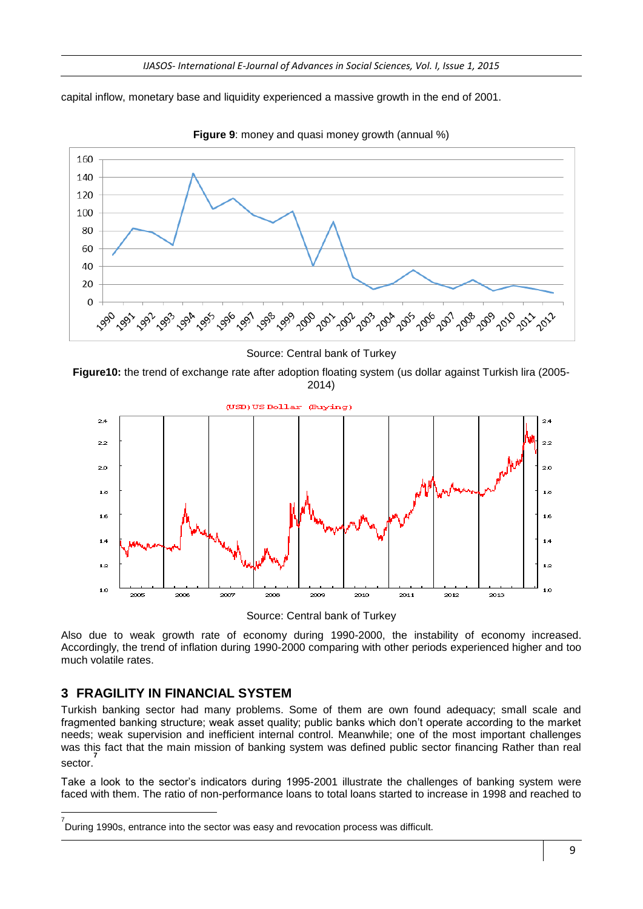capital inflow, monetary base and liquidity experienced a massive growth in the end of 2001.

**Figure 9**: money and quasi money growth (annual %)

Source: Central bank of Turkey

**Figure10:** the trend of exchange rate after adoption floating system (us dollar against Turkish lira (2005-2014)

Source: Central bank of Turkey

Also due to weak growth rate of economy during 1990-2000, the instability of economy increased. Accordingly, the trend of inflation during 1990-2000 comparing with other periods experienced higher and too much volatile rates.

## 3 FRAGILITY IN FINANCIAL SYSTEM

Turkish banking sector had many problems. Some of them are own found adequacy; small scale and fragmented banking structure; weak asset quality; public banks which don't operate according to the market needs; weak supervision and inefficient internal control. Meanwhile; one of the most important challenges was this fact that the main mission of banking system was defined public sector financing Rather than real sector.[7]

Take a look to the sector's indicators during 1995-2001 illustrate the challenges of banking system were faced with them. The ratio of non-performance loans to total loans started to increase in 1998 and reached to

[7] During 1990s, entrance into the sector was easy and revocation process was difficult.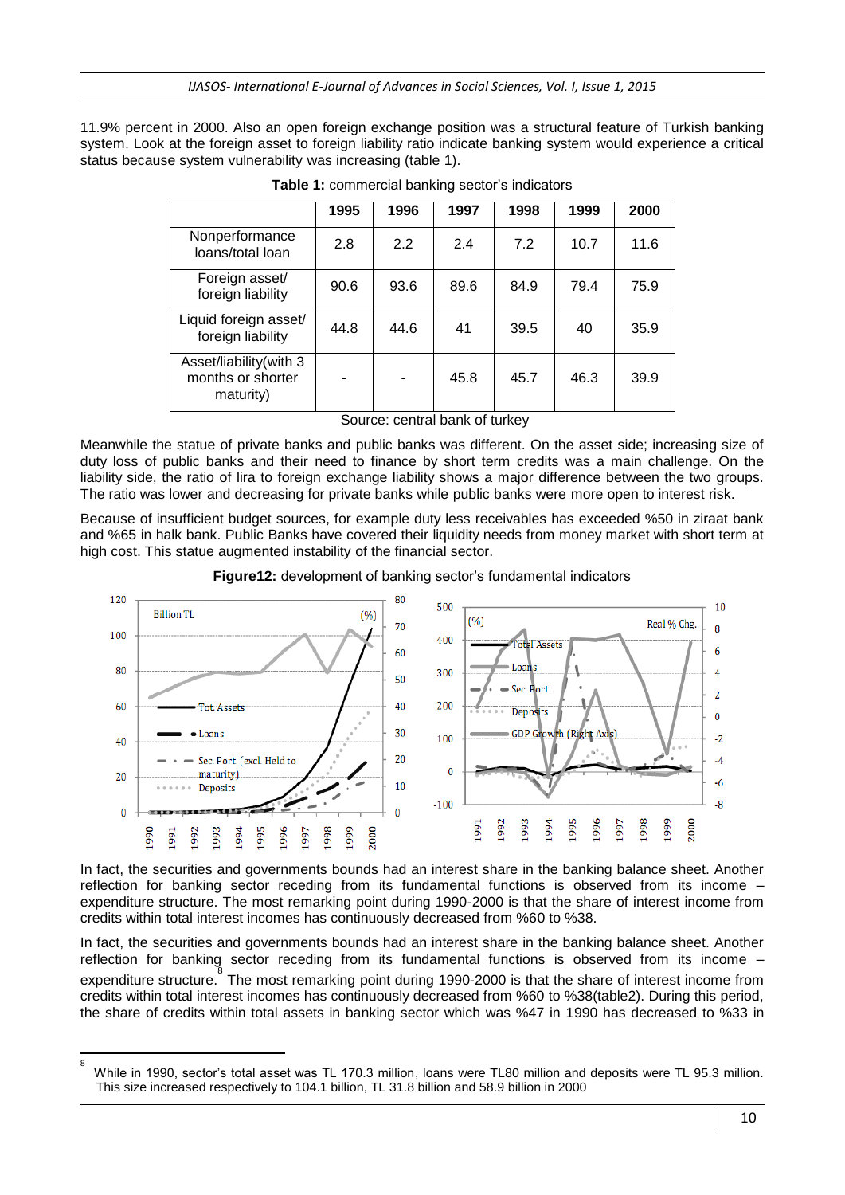11.9% percent in 2000. Also an open foreign exchange position was a structural feature of Turkish banking system. Look at the foreign asset to foreign liability ratio indicate banking system would experience a critical status because system vulnerability was increasing (table 1).

**Table 1:** commercial banking sector's indicators

| | 1995 | 1996 | 1997 | 1998 | 1999 | 2000 |
|---|---|---|---|---|---|---|
| Nonperformance loans/total loan | 2.8 | 2.2 | 2.4 | 7.2 | 10.7 | 11.6 |
| Foreign asset/ foreign liability | 90.6 | 93.6 | 89.6 | 84.9 | 79.4 | 75.9 |
| Liquid foreign asset/ foreign liability | 44.8 | 44.6 | 41 | 39.5 | 40 | 35.9 |
| Asset/liability(with 3 months or shorter maturity) | - | - | 45.8 | 45.7 | 46.3 | 39.9 |

Source: central bank of turkey

Meanwhile the statue of private banks and public banks was different. On the asset side; increasing size of duty loss of public banks and their need to finance by short term credits was a main challenge. On the liability side, the ratio of lira to foreign exchange liability shows a major difference between the two groups. The ratio was lower and decreasing for private banks while public banks were more open to interest risk.

Because of insufficient budget sources, for example duty less receivables has exceeded %50 in ziraat bank and %65 in halk bank. Public Banks have covered their liquidity needs from money market with short term at high cost. This statue augmented instability of the financial sector.

**Figure12:** development of banking sector's fundamental indicators

In fact, the securities and governments bounds had an interest share in the banking balance sheet. Another reflection for banking sector receding from its fundamental functions is observed from its income – expenditure structure. The most remarking point during 1990-2000 is that the share of interest income from credits within total interest incomes has continuously decreased from %60 to %38.

In fact, the securities and governments bounds had an interest share in the banking balance sheet. Another reflection for banking sector receding from its fundamental functions is observed from its income – expenditure structure.[8] The most remarking point during 1990-2000 is that the share of interest income from credits within total interest incomes has continuously decreased from %60 to %38(table2). During this period, the share of credits within total assets in banking sector which was %47 in 1990 has decreased to %33 in

[8] While in 1990, sector's total asset was TL 170.3 million, loans were TL80 million and deposits were TL 95.3 million. This size increased respectively to 104.1 billion, TL 31.8 billion and 58.9 billion in 2000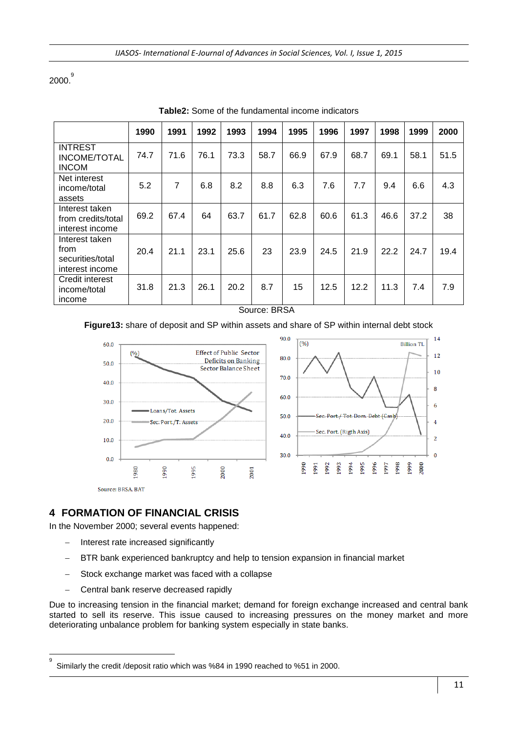2000.[9]

**Table2:** Some of the fundamental income indicators

| | 1990 | 1991 | 1992 | 1993 | 1994 | 1995 | 1996 | 1997 | 1998 | 1999 | 2000 |
|---|---|---|---|---|---|---|---|---|---|---|---|
| INTREST INCOME/TOTAL INCOM | 74.7 | 71.6 | 76.1 | 73.3 | 58.7 | 66.9 | 67.9 | 68.7 | 69.1 | 58.1 | 51.5 |
| Net interest income/total assets | 5.2 | 7 | 6.8 | 8.2 | 8.8 | 6.3 | 7.6 | 7.7 | 9.4 | 6.6 | 4.3 |
| Interest taken from credits/total interest income | 69.2 | 67.4 | 64 | 63.7 | 61.7 | 62.8 | 60.6 | 61.3 | 46.6 | 37.2 | 38 |
| Interest taken from securities/total interest income | 20.4 | 21.1 | 23.1 | 25.6 | 23 | 23.9 | 24.5 | 21.9 | 22.2 | 24.7 | 19.4 |
| Credit interest income/total income | 31.8 | 21.3 | 26.1 | 20.2 | 8.7 | 15 | 12.5 | 12.2 | 11.3 | 7.4 | 7.9 |

Source: BRSA

**Figure13:** share of deposit and SP within assets and share of SP within internal debt stock

Source: BRSA, BAT

## 4 FORMATION OF FINANCIAL CRISIS

In the November 2000; several events happened:

- Interest rate increased significantly
- BTR bank experienced bankruptcy and help to tension expansion in financial market
- Stock exchange market was faced with a collapse
- Central bank reserve decreased rapidly

Due to increasing tension in the financial market; demand for foreign exchange increased and central bank started to sell its reserve. This issue caused to increasing pressures on the money market and more deteriorating unbalance problem for banking system especially in state banks.

[9] Similarly the credit /deposit ratio which was %84 in 1990 reached to %51 in 2000.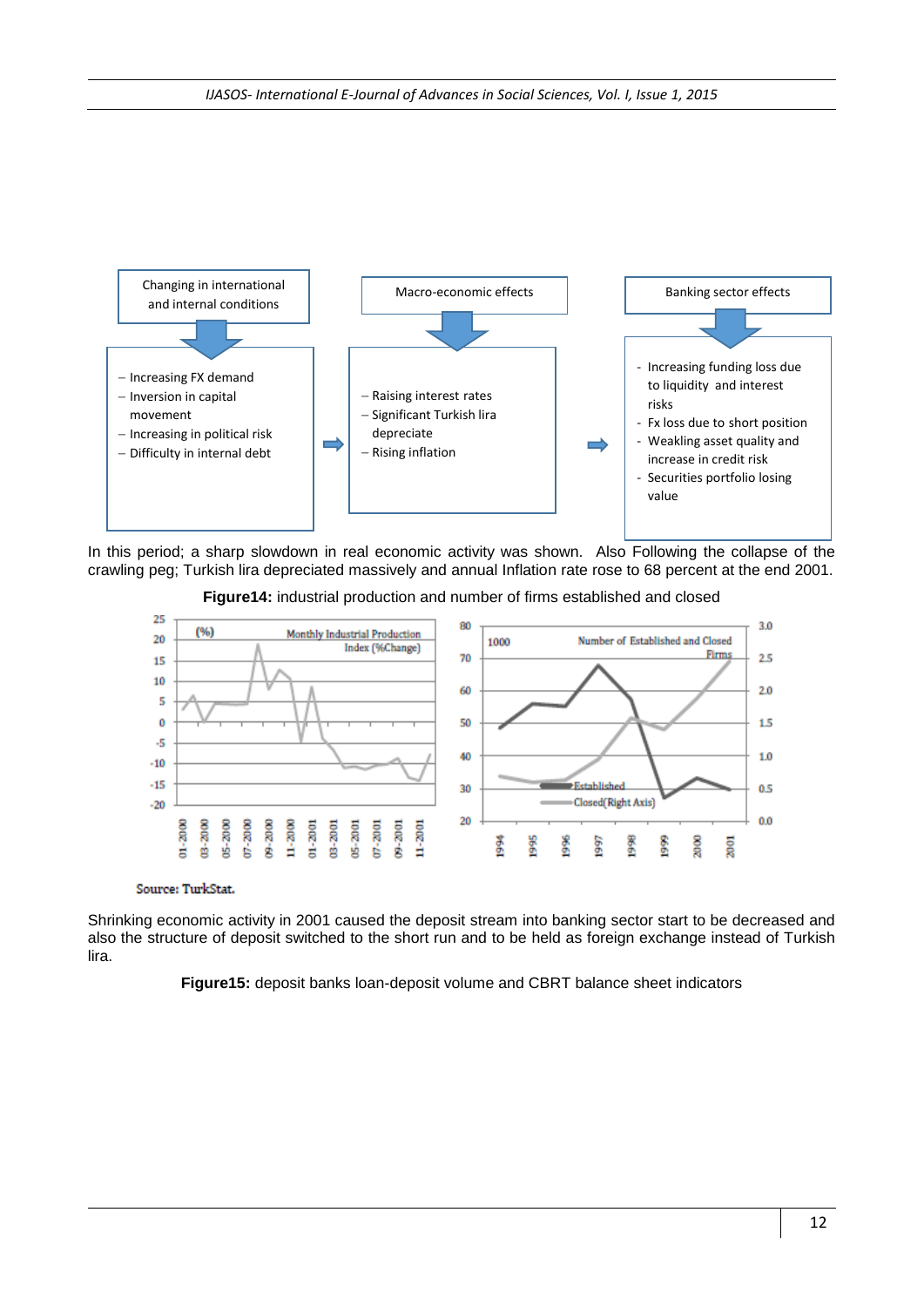Changing in international and internal conditions

- Increasing FX demand
- Inversion in capital movement
- Increasing in political risk
- Difficulty in internal debt

Macro-economic effects

- Raising interest rates
- Significant Turkish lira deprecíate
- Rising inflation

Banking sector effects

- Increasing funding loss due to liquidity and interest risks
- Fx loss due to short position
- Weakling asset quality and increase in credit risk
- Securities portfolio losing value

In this period; a sharp slowdown in real economic activity was shown. Also Following the collapse of the crawling peg; Turkish lira depreciated massively and annual Inflation rate rose to 68 percent at the end 2001.

**Figure14:** industrial production and number of firms established and closed

Source: TurkStat.

Shrinking economic activity in 2001 caused the deposit stream into banking sector start to be decreased and also the structure of deposit switched to the short run and to be held as foreign exchange instead of Turkish lira.

**Figure15:** deposit banks loan-deposit volume and CBRT balance sheet indicators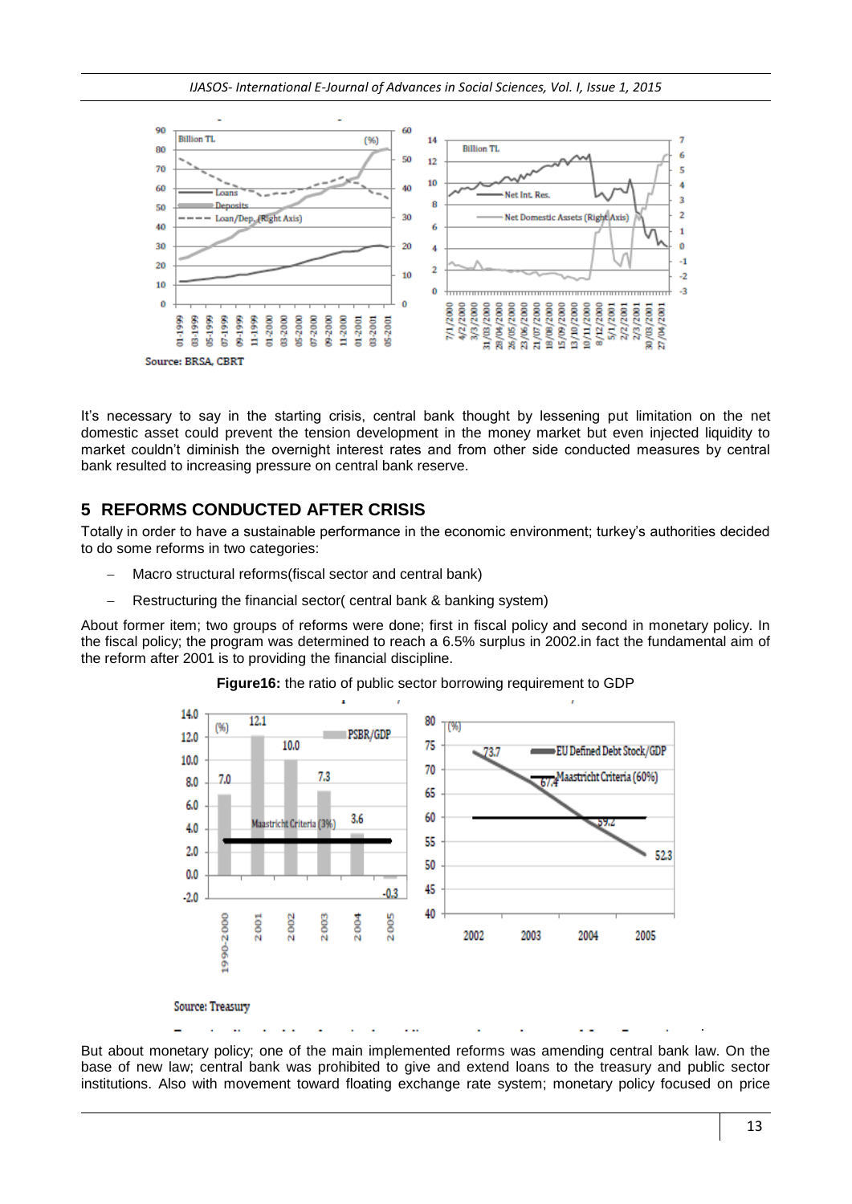It's necessary to say in the starting crisis, central bank thought by lessening put limitation on the net domestic asset could prevent the tension development in the money market but even injected liquidity to market couldn't diminish the overnight interest rates and from other side conducted measures by central bank resulted to increasing pressure on central bank reserve.

## 5 REFORMS CONDUCTED AFTER CRISIS

Totally in order to have a sustainable performance in the economic environment; turkey's authorities decided to do some reforms in two categories:

- Macro structural reforms(fiscal sector and central bank)
- Restructuring the financial sector( central bank & banking system)

About former item; two groups of reforms were done; first in fiscal policy and second in monetary policy. In the fiscal policy; the program was determined to reach a 6.5% surplus in 2002.in fact the fundamental aim of the reform after 2001 is to providing the financial discipline.

**Figure16:** the ratio of public sector borrowing requirement to GDP

But about monetary policy; one of the main implemented reforms was amending central bank law. On the base of new law; central bank was prohibited to give and extend loans to the treasury and public sector institutions. Also with movement toward floating exchange rate system; monetary policy focused on price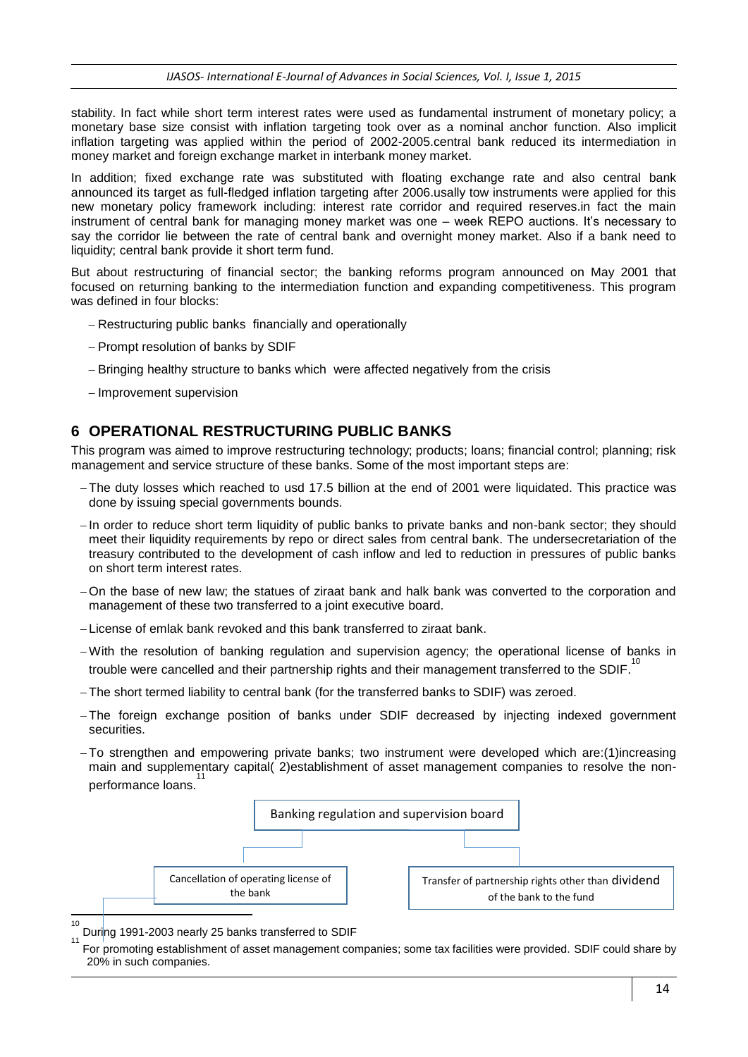stability. In fact while short term interest rates were used as fundamental instrument of monetary policy; a monetary base size consist with inflation targeting took over as a nominal anchor function. Also implicit inflation targeting was applied within the period of 2002-2005.central bank reduced its intermediation in money market and foreign exchange market in interbank money market.

In addition; fixed exchange rate was substituted with floating exchange rate and also central bank announced its target as full-fledged inflation targeting after 2006.usally tow instruments were applied for this new monetary policy framework including: interest rate corridor and required reserves.in fact the main instrument of central bank for managing money market was one – week REPO auctions. It's necessary to say the corridor lie between the rate of central bank and overnight money market. Also if a bank need to liquidity; central bank provide it short term fund.

But about restructuring of financial sector; the banking reforms program announced on May 2001 that focused on returning banking to the intermediation function and expanding competitiveness. This program was defined in four blocks:

- Restructuring public banks financially and operationally
- Prompt resolution of banks by SDIF
- Bringing healthy structure to banks which were affected negatively from the crisis
- Improvement supervision

## 6 OPERATIONAL RESTRUCTURING PUBLIC BANKS

This program was aimed to improve restructuring technology; products; loans; financial control; planning; risk management and service structure of these banks. Some of the most important steps are:

- The duty losses which reached to usd 17.5 billion at the end of 2001 were liquidated. This practice was done by issuing special governments bounds.
- In order to reduce short term liquidity of public banks to private banks and non-bank sector; they should meet their liquidity requirements by repo or direct sales from central bank. The undersecretariation of the treasury contributed to the development of cash inflow and led to reduction in pressures of public banks on short term interest rates.
- On the base of new law; the statues of ziraat bank and halk bank was converted to the corporation and management of these two transferred to a joint executive board.
- License of emlak bank revoked and this bank transferred to ziraat bank.
- With the resolution of banking regulation and supervision agency; the operational license of banks in trouble were cancelled and their partnership rights and their management transferred to the SDIF.[10]
- The short termed liability to central bank (for the transferred banks to SDIF) was zeroed.
- The foreign exchange position of banks under SDIF decreased by injecting indexed government securities.
- To strengthen and empowering private banks; two instrument were developed which are:(1)increasing main and supplementary capital( 2)establishment of asset management companies to resolve the non-performance loans.[11]

Banking regulation and supervision board

Cancellation of operating license of the bank

Transfer of partnership rights other than dividend of the bank to the fund

[10] During 1991-2003 nearly 25 banks transferred to SDIF

[11] For promoting establishment of asset management companies; some tax facilities were provided. SDIF could share by 20% in such companies.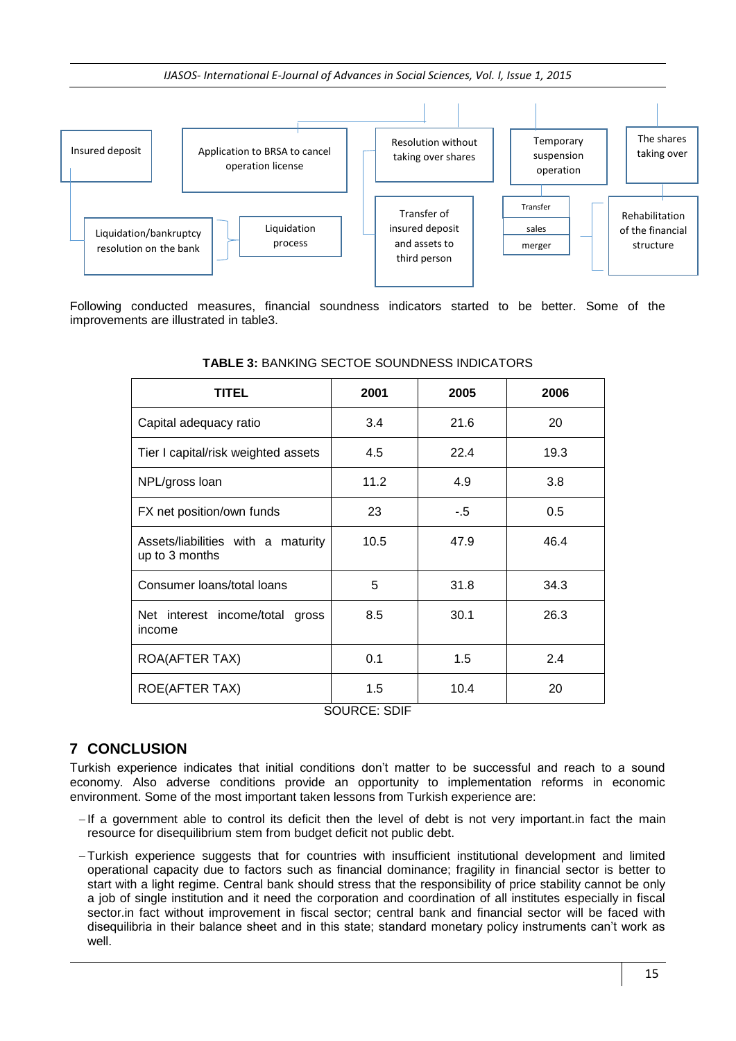Insured deposit

Application to BRSA to cancel operation license

Resolution without taking over shares

Temporary suspension operation

The shares taking over

Liquidation/bankruptcy resolution on the bank

Liquidation process

Transfer of insured deposit and assets to third person

Transfer

sales

merger

Rehabilitation of the financial structure

Following conducted measures, financial soundness indicators started to be better. Some of the improvements are illustrated in table3.

**TABLE 3:** BANKING SECTOE SOUNDNESS INDICATORS

| TITEL | 2001 | 2005 | 2006 |
|---|---|---|---|
| Capital adequacy ratio | 3.4 | 21.6 | 20 |
| Tier I capital/risk weighted assets | 4.5 | 22.4 | 19.3 |
| NPL/gross loan | 11.2 | 4.9 | 3.8 |
| FX net position/own funds | 23 | -.5 | 0.5 |
| Assets/liabilities with a maturity up to 3 months | 10.5 | 47.9 | 46.4 |
| Consumer loans/total loans | 5 | 31.8 | 34.3 |
| Net interest income/total gross income | 8.5 | 30.1 | 26.3 |
| ROA(AFTER TAX) | 0.1 | 1.5 | 2.4 |
| ROE(AFTER TAX) | 1.5 | 10.4 | 20 |

SOURCE: SDIF

## 7 CONCLUSION

Turkish experience indicates that initial conditions don't matter to be successful and reach to a sound economy. Also adverse conditions provide an opportunity to implementation reforms in economic environment. Some of the most important taken lessons from Turkish experience are:

- If a government able to control its deficit then the level of debt is not very important.in fact the main resource for disequilibrium stem from budget deficit not public debt.
- Turkish experience suggests that for countries with insufficient institutional development and limited operational capacity due to factors such as financial dominance; fragility in financial sector is better to start with a light regime. Central bank should stress that the responsibility of price stability cannot be only a job of single institution and it need the corporation and coordination of all institutes especially in fiscal sector.in fact without improvement in fiscal sector; central bank and financial sector will be faced with disequilibria in their balance sheet and in this state; standard monetary policy instruments can't work as well.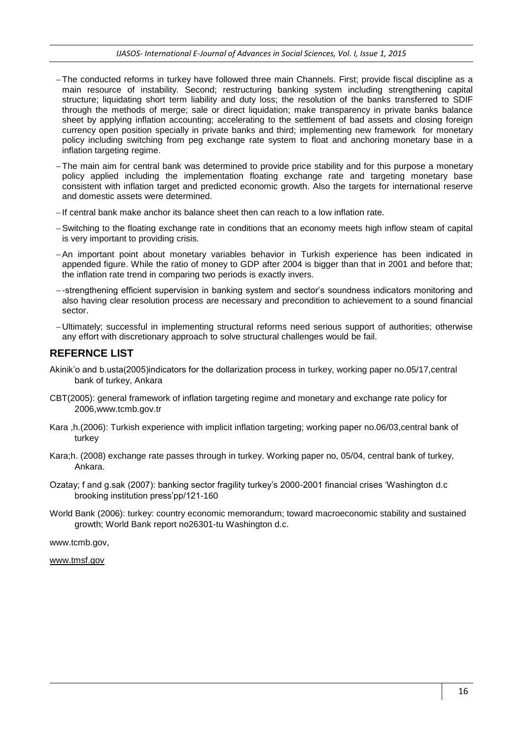- The conducted reforms in turkey have followed three main Channels. First; provide fiscal discipline as a main resource of instability. Second; restructuring banking system including strengthening capital structure; liquidating short term liability and duty loss; the resolution of the banks transferred to SDIF through the methods of merge; sale or direct liquidation; make transparency in private banks balance sheet by applying inflation accounting; accelerating to the settlement of bad assets and closing foreign currency open position specially in private banks and third; implementing new framework for monetary policy including switching from peg exchange rate system to float and anchoring monetary base in a inflation targeting regime.
- The main aim for central bank was determined to provide price stability and for this purpose a monetary policy applied including the implementation floating exchange rate and targeting monetary base consistent with inflation target and predicted economic growth. Also the targets for international reserve and domestic assets were determined.
- If central bank make anchor its balance sheet then can reach to a low inflation rate.
- Switching to the floating exchange rate in conditions that an economy meets high inflow steam of capital is very important to providing crisis.
- An important point about monetary variables behavior in Turkish experience has been indicated in appended figure. While the ratio of money to GDP after 2004 is bigger than that in 2001 and before that; the inflation rate trend in comparing two periods is exactly invers.
- -strengthening efficient supervision in banking system and sector's soundness indicators monitoring and also having clear resolution process are necessary and precondition to achievement to a sound financial sector.
- Ultimately; successful in implementing structural reforms need serious support of authorities; otherwise any effort with discretionary approach to solve structural challenges would be fail.

## REFERNCE LIST

Akinik'o and b.usta(2005)indicators for the dollarization process in turkey, working paper no.05/17,central bank of turkey, Ankara

CBT(2005): general framework of inflation targeting regime and monetary and exchange rate policy for 2006,www.tcmb.gov.tr

Kara ,h.(2006): Turkish experience with implicit inflation targeting; working paper no.06/03,central bank of turkey

Kara;h. (2008) exchange rate passes through in turkey. Working paper no, 05/04, central bank of turkey, Ankara.

Ozatay; f and g.sak (2007): banking sector fragility turkey's 2000-2001 financial crises 'Washington d.c brooking institution press'pp/121-160

World Bank (2006): turkey: country economic memorandum; toward macroeconomic stability and sustained growth; World Bank report no26301-tu Washington d.c.

www.tcmb.gov,

www.tmsf.gov